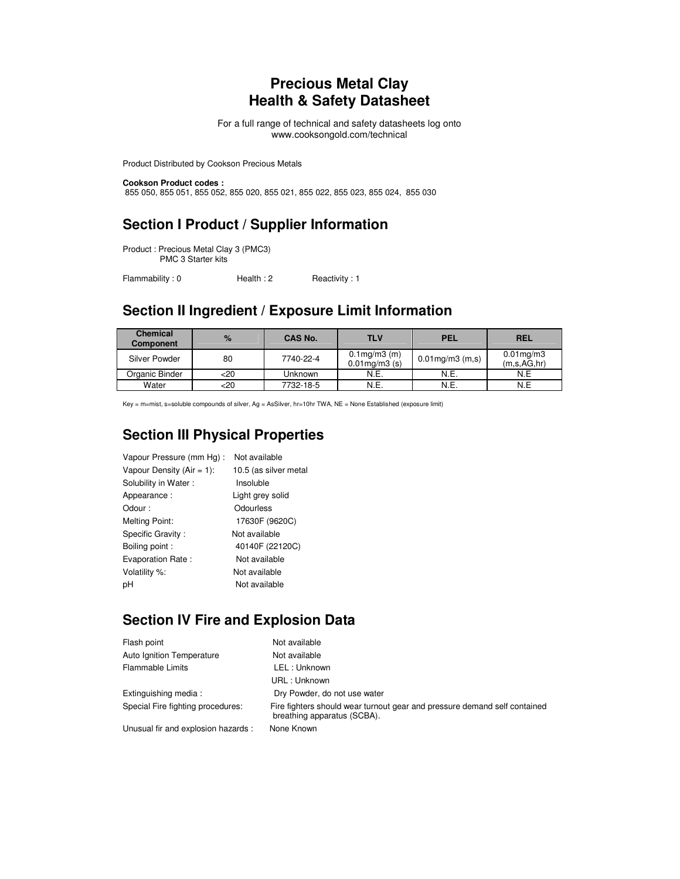# Precious Metal Clay
# Health & Safety Datasheet

For a full range of technical and safety datasheets log onto
www.cooksongold.com/technical

Product Distributed by Cookson Precious Metals

**Cookson Product codes :**
855 050, 855 051, 855 052, 855 020, 855 021, 855 022, 855 023, 855 024, 855 030

## Section I Product / Supplier Information

Product : Precious Metal Clay 3 (PMC3)
PMC 3 Starter kits

Flammability : 0 Health : 2 Reactivity : 1

## Section II Ingredient / Exposure Limit Information

| Chemical Component | % | CAS No. | TLV | PEL | REL |
|---|---|---|---|---|---|
| Silver Powder | 80 | 7740-22-4 | 0.1mg/m3 (m) 0.01mg/m3 (s) | 0.01mg/m3 (m,s) | 0.01mg/m3 (m,s,AG,hr) |
| Organic Binder | <20 | Unknown | N.E. | N.E. | N.E |
| Water | <20 | 7732-18-5 | N.E. | N.E. | N.E |

Key = m=mist, s=soluble compounds of silver, Ag = AsSilver, hr=10hr TWA, NE = None Established (exposure limit)

## Section III Physical Properties

| | |
|---|---|
| Vapour Pressure (mm Hg) : | Not available |
| Vapour Density (Air = 1): | 10.5 (as silver metal |
| Solubility in Water : | Insoluble |
| Appearance : | Light grey solid |
| Odour : | Odourless |
| Melting Point: | 17630F (9620C) |
| Specific Gravity : | Not available |
| Boiling point : | 40140F (22120C) |
| Evaporation Rate : | Not available |
| Volatility %: | Not available |
| pH | Not available |

## Section IV Fire and Explosion Data

| | |
|---|---|
| Flash point | Not available |
| Auto Ignition Temperature | Not available |
| Flammable Limits | LEL : Unknown<br>URL : Unknown |
| Extinguishing media : | Dry Powder, do not use water |
| Special Fire fighting procedures: | Fire fighters should wear turnout gear and pressure demand self contained breathing apparatus (SCBA). |
| Unusual fir and explosion hazards : | None Known |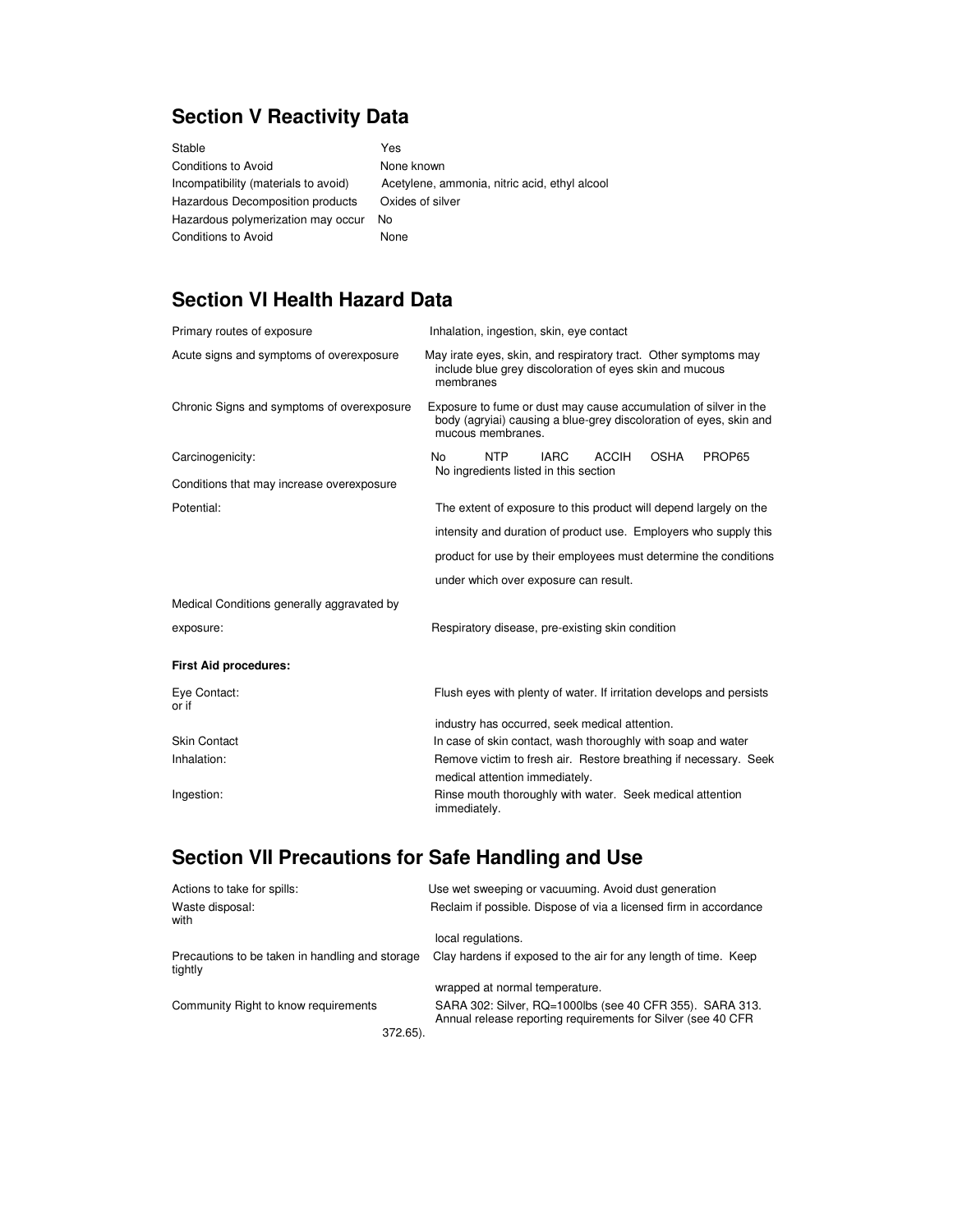## Section V Reactivity Data

| | |
|---|---|
| Stable | Yes |
| Conditions to Avoid | None known |
| Incompatibility (materials to avoid) | Acetylene, ammonia, nitric acid, ethyl alcool |
| Hazardous Decomposition products | Oxides of silver |
| Hazardous polymerization may occur | No |
| Conditions to Avoid | None |

## Section VI Health Hazard Data

| | |
|---|---|
| Primary routes of exposure | Inhalation, ingestion, skin, eye contact |
| Acute signs and symptoms of overexposure | May irate eyes, skin, and respiratory tract. Other symptoms may include blue grey discoloration of eyes skin and mucous membranes |
| Chronic Signs and symptoms of overexposure | Exposure to fume or dust may cause accumulation of silver in the body (agryiai) causing a blue-grey discoloration of eyes, skin and mucous membranes. |
| Carcinogenicity: | No NTP IARC ACCIH OSHA PROP65<br>No ingredients listed in this section |
| Conditions that may increase overexposure | |
| Potential: | The extent of exposure to this product will depend largely on the intensity and duration of product use. Employers who supply this product for use by their employees must determine the conditions under which over exposure can result. |
| Medical Conditions generally aggravated by exposure: | Respiratory disease, pre-existing skin condition |

**First Aid procedures:**

| | |
|---|---|
| Eye Contact: | Flush eyes with plenty of water. If irritation develops and persists or if industry has occurred, seek medical attention. |
| Skin Contact | In case of skin contact, wash thoroughly with soap and water |
| Inhalation: | Remove victim to fresh air. Restore breathing if necessary. Seek medical attention immediately. |
| Ingestion: | Rinse mouth thoroughly with water. Seek medical attention immediately. |

## Section VII Precautions for Safe Handling and Use

| | |
|---|---|
| Actions to take for spills: | Use wet sweeping or vacuuming. Avoid dust generation |
| Waste disposal: | Reclaim if possible. Dispose of via a licensed firm in accordance with local regulations. |
| Precautions to be taken in handling and storage | Clay hardens if exposed to the air for any length of time. Keep tightly wrapped at normal temperature. |
| Community Right to know requirements | SARA 302: Silver, RQ=1000lbs (see 40 CFR 355). SARA 313. Annual release reporting requirements for Silver (see 40 CFR 372.65). |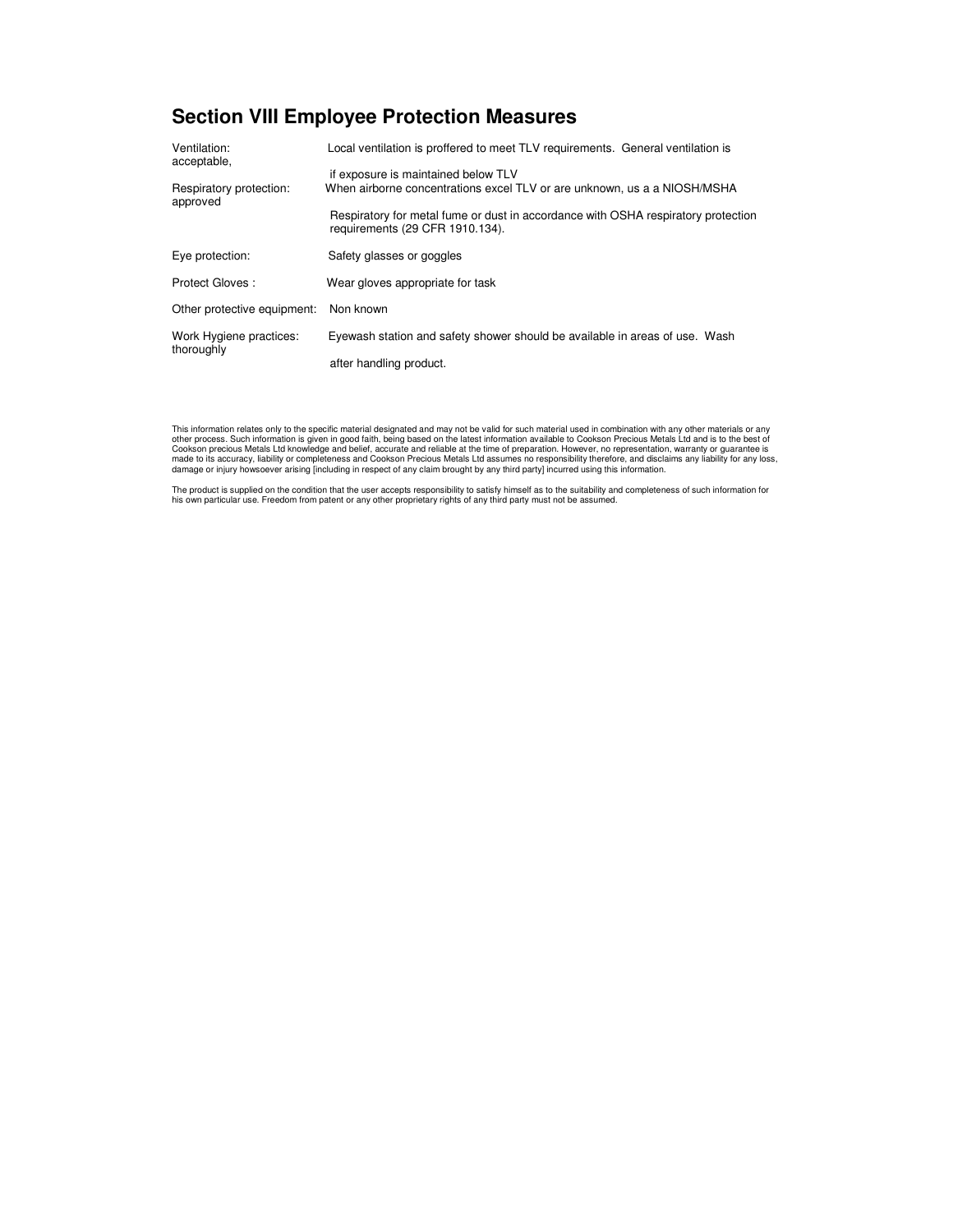## Section VIII Employee Protection Measures

Ventilation: Local ventilation is proffered to meet TLV requirements. General ventilation is acceptable, if exposure is maintained below TLV

Respiratory protection: When airborne concentrations excel TLV or are unknown, us a a NIOSH/MSHA approved Respiratory for metal fume or dust in accordance with OSHA respiratory protection requirements (29 CFR 1910.134).

Eye protection: Safety glasses or goggles

Protect Gloves : Wear gloves appropriate for task

Other protective equipment: Non known

Work Hygiene practices: Eyewash station and safety shower should be available in areas of use. Wash thoroughly after handling product.

This information relates only to the specific material designated and may not be valid for such material used in combination with any other materials or any other process. Such information is given in good faith, being based on the latest information available to Cookson Precious Metals Ltd and is to the best of Cookson precious Metals Ltd knowledge and belief, accurate and reliable at the time of preparation. However, no representation, warranty or guarantee is made to its accuracy, liability or completeness and Cookson Precious Metals Ltd assumes no responsibility therefore, and disclaims any liability for any loss, damage or injury howsoever arising [including in respect of any claim brought by any third party] incurred using this information.

The product is supplied on the condition that the user accepts responsibility to satisfy himself as to the suitability and completeness of such information for his own particular use. Freedom from patent or any other proprietary rights of any third party must not be assumed.